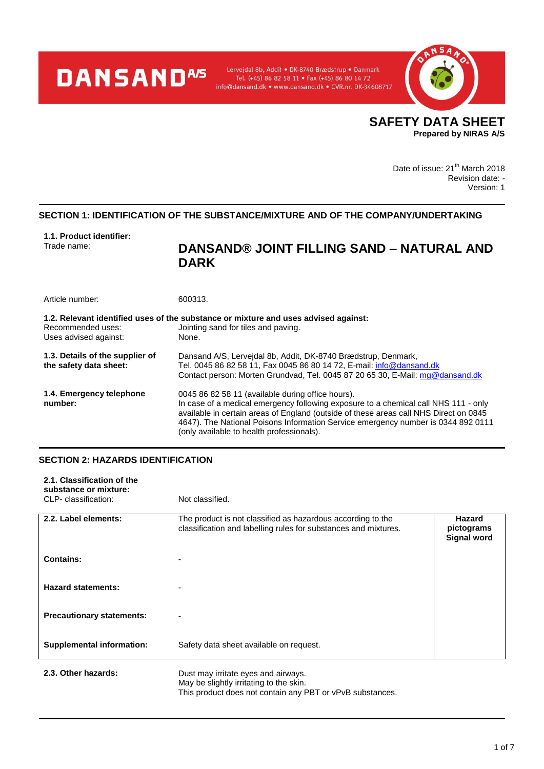DANSAND A/S

Lervejdal 8b, Addit • DK-8740 Brædstrup • Danmark
Tel. (+45) 86 82 58 11 • Fax (+45) 86 80 14 72
info@dansand.dk • www.dansand.dk • CVR.nr. DK-34608717

# SAFETY DATA SHEET

**Prepared by NIRAS A/S**

Date of issue: 21th March 2018
Revision date: -
Version: 1

## SECTION 1: IDENTIFICATION OF THE SUBSTANCE/MIXTURE AND OF THE COMPANY/UNDERTAKING

**1.1. Product identifier:**

| | |
|---|---|
| Trade name: | **DANSAND® JOINT FILLING SAND – NATURAL AND DARK** |
| Article number: | 600313. |

**1.2. Relevant identified uses of the substance or mixture and uses advised against:**

| | |
|---|---|
| Recommended uses: | Jointing sand for tiles and paving. |
| Uses advised against: | None. |

| | |
|---|---|
| **1.3. Details of the supplier of the safety data sheet:** | Dansand A/S, Lervejdal 8b, Addit, DK-8740 Brædstrup, Denmark, Tel. 0045 86 82 58 11, Fax 0045 86 80 14 72, E-mail: info@dansand.dk Contact person: Morten Grundvad, Tel. 0045 87 20 65 30, E-Mail: mg@dansand.dk |
| **1.4. Emergency telephone number:** | 0045 86 82 58 11 (available during office hours). In case of a medical emergency following exposure to a chemical call NHS 111 - only available in certain areas of England (outside of these areas call NHS Direct on 0845 4647). The National Poisons Information Service emergency number is 0344 892 0111 (only available to health professionals). |

## SECTION 2: HAZARDS IDENTIFICATION

**2.1. Classification of the substance or mixture:**

| | |
|---|---|
| CLP- classification: | Not classified. |

| | | |
|---|---|---|
| **2.2. Label elements:** | The product is not classified as hazardous according to the classification and labelling rules for substances and mixtures. | **Hazard pictograms Signal word** |
| **Contains:** | - | |
| **Hazard statements:** | - | |
| **Precautionary statements:** | - | |
| **Supplemental information:** | Safety data sheet available on request. | |

| | |
|---|---|
| **2.3. Other hazards:** | Dust may irritate eyes and airways. May be slightly irritating to the skin. This product does not contain any PBT or vPvB substances. |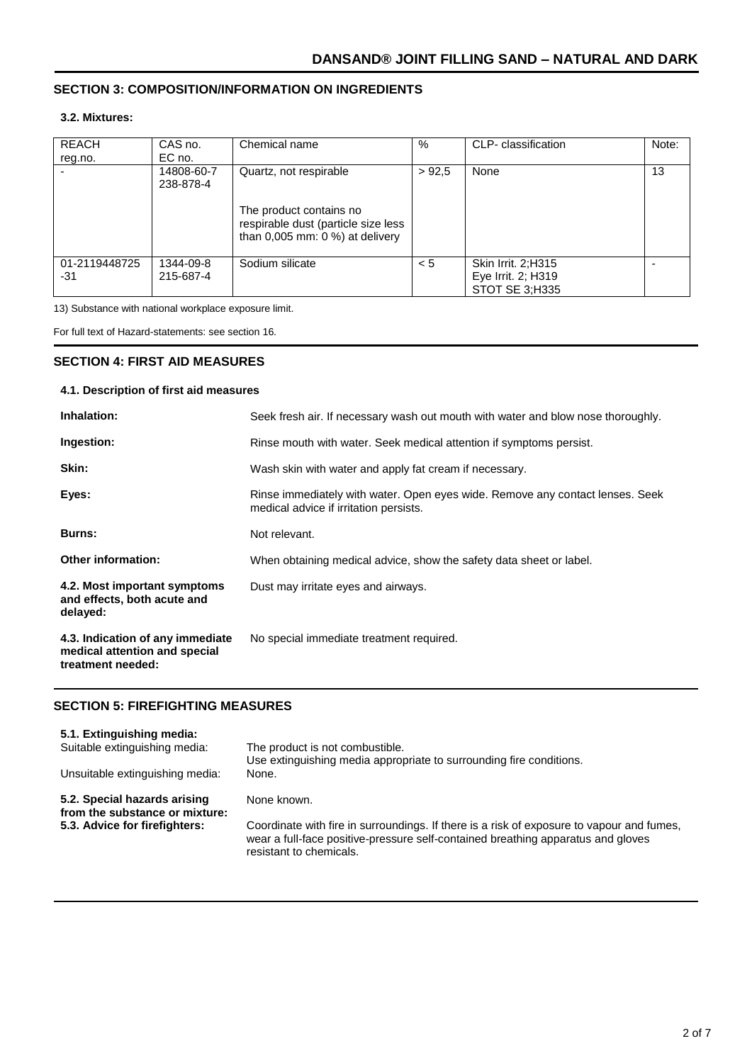## SECTION 3: COMPOSITION/INFORMATION ON INGREDIENTS

### 3.2. Mixtures:

| REACH reg.no. | CAS no. EC no. | Chemical name | % | CLP- classification | Note: |
|---|---|---|---|---|---|
| - | 14808-60-7 238-878-4 | Quartz, not respirable<br><br>The product contains no respirable dust (particle size less than 0,005 mm: 0 %) at delivery | > 92,5 | None | 13 |
| 01-2119448725-31 | 1344-09-8 215-687-4 | Sodium silicate | < 5 | Skin Irrit. 2;H315<br>Eye Irrit. 2; H319<br>STOT SE 3;H335 | - |

13) Substance with national workplace exposure limit.

For full text of Hazard-statements: see section 16.

## SECTION 4: FIRST AID MEASURES

### 4.1. Description of first aid measures

**Inhalation:** Seek fresh air. If necessary wash out mouth with water and blow nose thoroughly.

**Ingestion:** Rinse mouth with water. Seek medical attention if symptoms persist.

**Skin:** Wash skin with water and apply fat cream if necessary.

**Eyes:** Rinse immediately with water. Open eyes wide. Remove any contact lenses. Seek medical advice if irritation persists.

**Burns:** Not relevant.

**Other information:** When obtaining medical advice, show the safety data sheet or label.

**4.2. Most important symptoms and effects, both acute and delayed:** Dust may irritate eyes and airways.

**4.3. Indication of any immediate medical attention and special treatment needed:** No special immediate treatment required.

## SECTION 5: FIREFIGHTING MEASURES

**5.1. Extinguishing media:**

Suitable extinguishing media: The product is not combustible. Use extinguishing media appropriate to surrounding fire conditions.

Unsuitable extinguishing media: None.

**5.2. Special hazards arising from the substance or mixture:** None known.

**5.3. Advice for firefighters:** Coordinate with fire in surroundings. If there is a risk of exposure to vapour and fumes, wear a full-face positive-pressure self-contained breathing apparatus and gloves resistant to chemicals.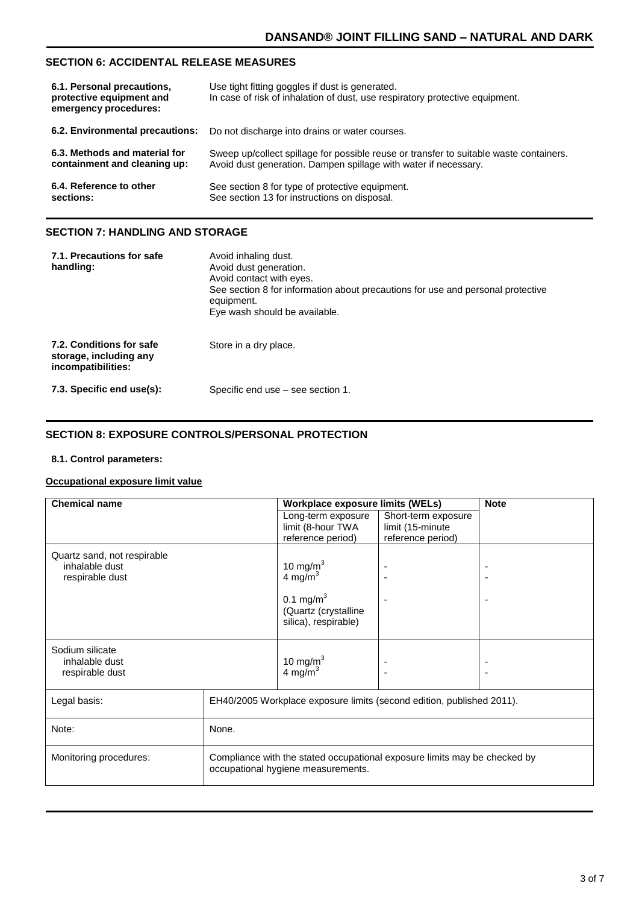## SECTION 6: ACCIDENTAL RELEASE MEASURES

**6.1. Personal precautions, protective equipment and emergency procedures:**
Use tight fitting goggles if dust is generated.
In case of risk of inhalation of dust, use respiratory protective equipment.

**6.2. Environmental precautions:**
Do not discharge into drains or water courses.

**6.3. Methods and material for containment and cleaning up:**
Sweep up/collect spillage for possible reuse or transfer to suitable waste containers.
Avoid dust generation. Dampen spillage with water if necessary.

**6.4. Reference to other sections:**
See section 8 for type of protective equipment.
See section 13 for instructions on disposal.

## SECTION 7: HANDLING AND STORAGE

**7.1. Precautions for safe handling:**
Avoid inhaling dust.
Avoid dust generation.
Avoid contact with eyes.
See section 8 for information about precautions for use and personal protective equipment.
Eye wash should be available.

**7.2. Conditions for safe storage, including any incompatibilities:**
Store in a dry place.

**7.3. Specific end use(s):**
Specific end use – see section 1.

## SECTION 8: EXPOSURE CONTROLS/PERSONAL PROTECTION

**8.1. Control parameters:**

**Occupational exposure limit value**

| Chemical name | Workplace exposure limits (WELs) | | Note |
|---|---|---|---|
| | Long-term exposure limit (8-hour TWA reference period) | Short-term exposure limit (15-minute reference period) | |
| Quartz sand, not respirable<br>inhalable dust<br>respirable dust | <br>10 mg/m$^3$<br>4 mg/m$^3$<br>0.1 mg/m$^3$ (Quartz (crystalline silica), respirable) | <br>-<br>-<br>- | <br>-<br>-<br>- |
| Sodium silicate<br>inhalable dust<br>respirable dust | <br>10 mg/m$^3$<br>4 mg/m$^3$ | <br>-<br>- | <br>-<br>- |

| | |
|---|---|
| Legal basis: | EH40/2005 Workplace exposure limits (second edition, published 2011). |
| Note: | None. |
| Monitoring procedures: | Compliance with the stated occupational exposure limits may be checked by occupational hygiene measurements. |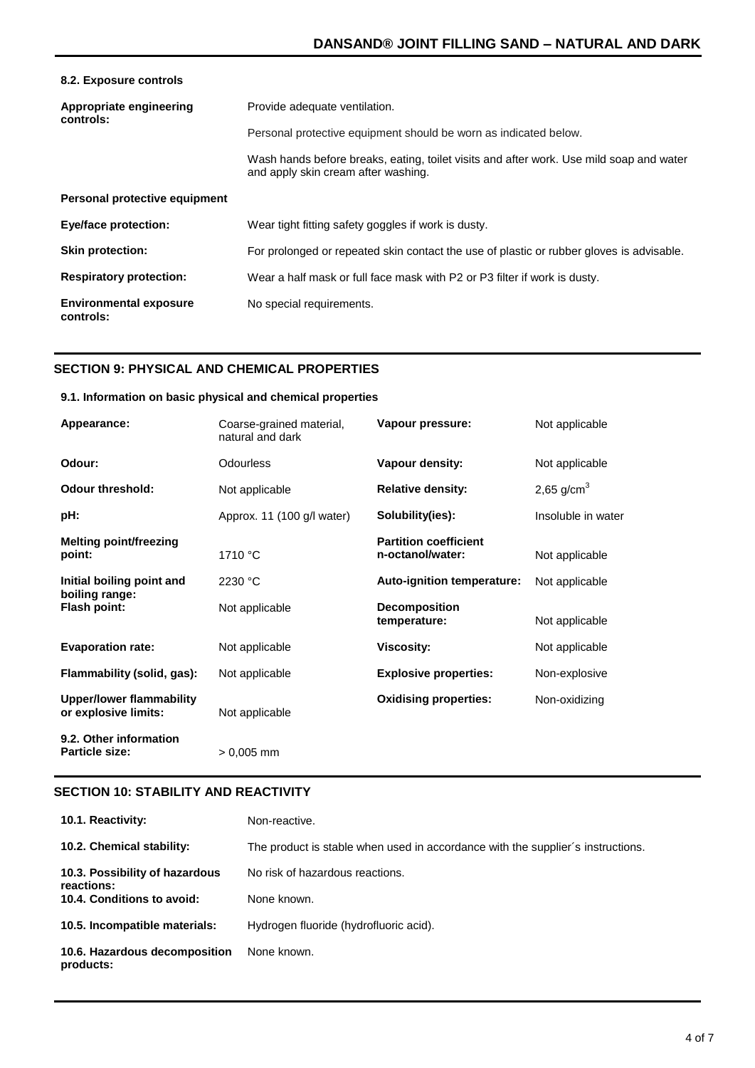**8.2. Exposure controls**

| | |
|---|---|
| **Appropriate engineering controls:** | Provide adequate ventilation.<br><br>Personal protective equipment should be worn as indicated below.<br><br>Wash hands before breaks, eating, toilet visits and after work. Use mild soap and water and apply skin cream after washing. |
| **Personal protective equipment** | |
| **Eye/face protection:** | Wear tight fitting safety goggles if work is dusty. |
| **Skin protection:** | For prolonged or repeated skin contact the use of plastic or rubber gloves is advisable. |
| **Respiratory protection:** | Wear a half mask or full face mask with P2 or P3 filter if work is dusty. |
| **Environmental exposure controls:** | No special requirements. |

## SECTION 9: PHYSICAL AND CHEMICAL PROPERTIES

**9.1. Information on basic physical and chemical properties**

| | | | |
|---|---|---|---|
| **Appearance:** | Coarse-grained material, natural and dark | **Vapour pressure:** | Not applicable |
| **Odour:** | Odourless | **Vapour density:** | Not applicable |
| **Odour threshold:** | Not applicable | **Relative density:** | 2,65 $g/cm^3$ |
| **pH:** | Approx. 11 (100 g/l water) | **Solubility(ies):** | Insoluble in water |
| **Melting point/freezing point:** | 1710 °C | **Partition coefficient n-octanol/water:** | Not applicable |
| **Initial boiling point and boiling range:** | 2230 °C | **Auto-ignition temperature:** | Not applicable |
| **Flash point:** | Not applicable | **Decomposition temperature:** | Not applicable |
| **Evaporation rate:** | Not applicable | **Viscosity:** | Not applicable |
| **Flammability (solid, gas):** | Not applicable | **Explosive properties:** | Non-explosive |
| **Upper/lower flammability or explosive limits:** | Not applicable | **Oxidising properties:** | Non-oxidizing |

**9.2. Other information**

| | |
|---|---|
| **Particle size:** | > 0,005 mm |

## SECTION 10: STABILITY AND REACTIVITY

| | |
|---|---|
| **10.1. Reactivity:** | Non-reactive. |
| **10.2. Chemical stability:** | The product is stable when used in accordance with the supplier´s instructions. |
| **10.3. Possibility of hazardous reactions:** | No risk of hazardous reactions. |
| **10.4. Conditions to avoid:** | None known. |
| **10.5. Incompatible materials:** | Hydrogen fluoride (hydrofluoric acid). |
| **10.6. Hazardous decomposition products:** | None known. |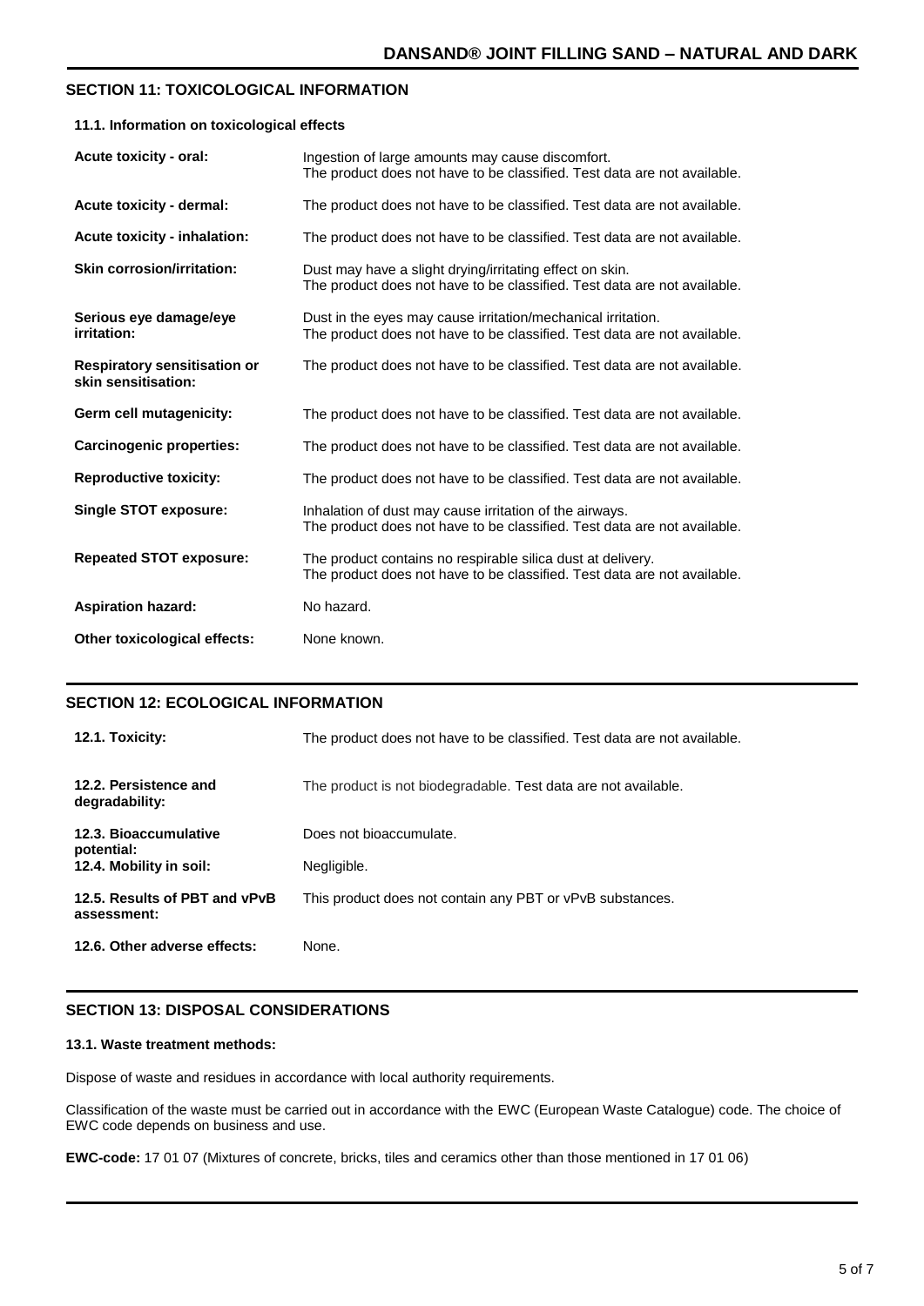## SECTION 11: TOXICOLOGICAL INFORMATION

### 11.1. Information on toxicological effects

| | |
|---|---|
| **Acute toxicity - oral:** | Ingestion of large amounts may cause discomfort. The product does not have to be classified. Test data are not available. |
| **Acute toxicity - dermal:** | The product does not have to be classified. Test data are not available. |
| **Acute toxicity - inhalation:** | The product does not have to be classified. Test data are not available. |
| **Skin corrosion/irritation:** | Dust may have a slight drying/irritating effect on skin. The product does not have to be classified. Test data are not available. |
| **Serious eye damage/eye irritation:** | Dust in the eyes may cause irritation/mechanical irritation. The product does not have to be classified. Test data are not available. |
| **Respiratory sensitisation or skin sensitisation:** | The product does not have to be classified. Test data are not available. |
| **Germ cell mutagenicity:** | The product does not have to be classified. Test data are not available. |
| **Carcinogenic properties:** | The product does not have to be classified. Test data are not available. |
| **Reproductive toxicity:** | The product does not have to be classified. Test data are not available. |
| **Single STOT exposure:** | Inhalation of dust may cause irritation of the airways. The product does not have to be classified. Test data are not available. |
| **Repeated STOT exposure:** | The product contains no respirable silica dust at delivery. The product does not have to be classified. Test data are not available. |
| **Aspiration hazard:** | No hazard. |
| **Other toxicological effects:** | None known. |

## SECTION 12: ECOLOGICAL INFORMATION

| | |
|---|---|
| **12.1. Toxicity:** | The product does not have to be classified. Test data are not available. |
| **12.2. Persistence and degradability:** | The product is not biodegradable. Test data are not available. |
| **12.3. Bioaccumulative potential:** | Does not bioaccumulate. |
| **12.4. Mobility in soil:** | Negligible. |
| **12.5. Results of PBT and vPvB assessment:** | This product does not contain any PBT or vPvB substances. |
| **12.6. Other adverse effects:** | None. |

## SECTION 13: DISPOSAL CONSIDERATIONS

### 13.1. Waste treatment methods:

Dispose of waste and residues in accordance with local authority requirements.

Classification of the waste must be carried out in accordance with the EWC (European Waste Catalogue) code. The choice of EWC code depends on business and use.

**EWC-code:** 17 01 07 (Mixtures of concrete, bricks, tiles and ceramics other than those mentioned in 17 01 06)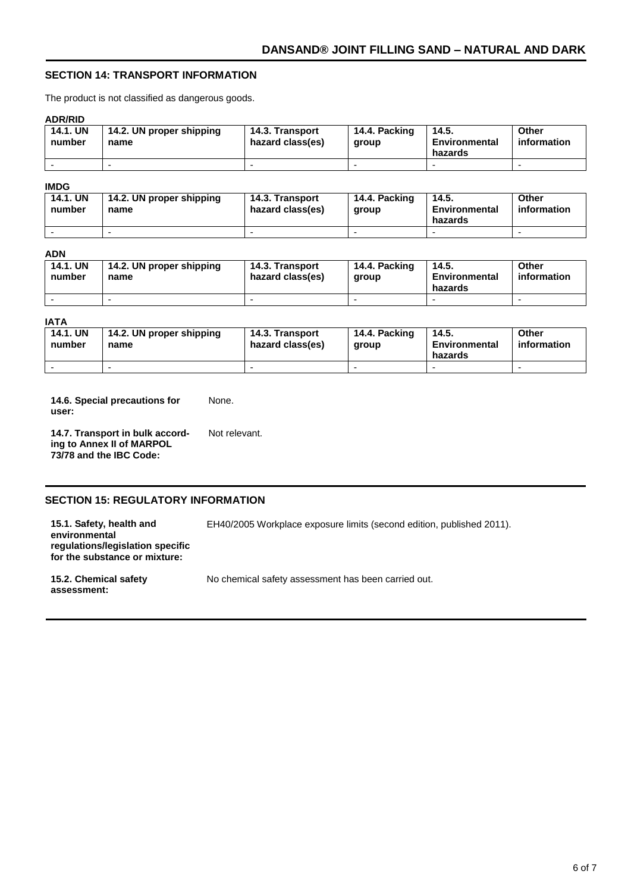## SECTION 14: TRANSPORT INFORMATION

The product is not classified as dangerous goods.

**ADR/RID**

| 14.1. UN number | 14.2. UN proper shipping name | 14.3. Transport hazard class(es) | 14.4. Packing group | 14.5. Environmental hazards | Other information |
|---|---|---|---|---|---|
| - | - | - | - | - | - |

**IMDG**

| 14.1. UN number | 14.2. UN proper shipping name | 14.3. Transport hazard class(es) | 14.4. Packing group | 14.5. Environmental hazards | Other information |
|---|---|---|---|---|---|
| - | - | - | - | - | - |

**ADN**

| 14.1. UN number | 14.2. UN proper shipping name | 14.3. Transport hazard class(es) | 14.4. Packing group | 14.5. Environmental hazards | Other information |
|---|---|---|---|---|---|
| - | - | - | - | - | - |

**IATA**

| 14.1. UN number | 14.2. UN proper shipping name | 14.3. Transport hazard class(es) | 14.4. Packing group | 14.5. Environmental hazards | Other information |
|---|---|---|---|---|---|
| - | - | - | - | - | - |

**14.6. Special precautions for user:** None.

**14.7. Transport in bulk according to Annex II of MARPOL 73/78 and the IBC Code:** Not relevant.

## SECTION 15: REGULATORY INFORMATION

**15.1. Safety, health and environmental regulations/legislation specific for the substance or mixture:** EH40/2005 Workplace exposure limits (second edition, published 2011).

**15.2. Chemical safety assessment:** No chemical safety assessment has been carried out.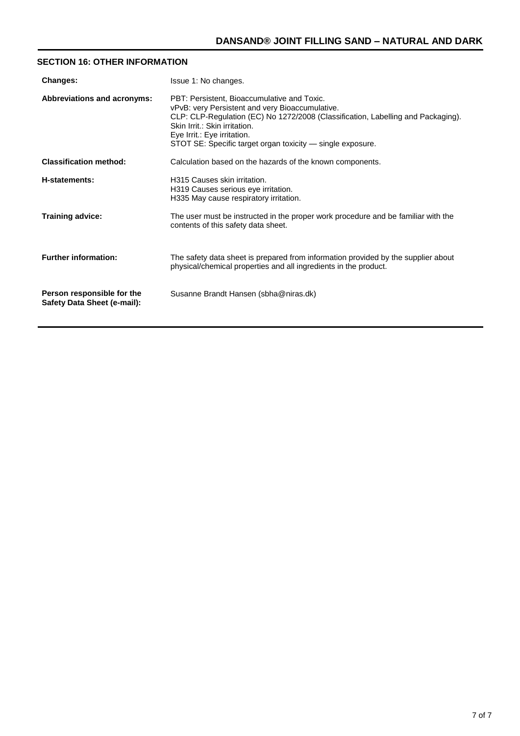## SECTION 16: OTHER INFORMATION

| | |
|---|---|
| **Changes:** | Issue 1: No changes. |
| **Abbreviations and acronyms:** | PBT: Persistent, Bioaccumulative and Toxic.<br>vPvB: very Persistent and very Bioaccumulative.<br>CLP: CLP-Regulation (EC) No 1272/2008 (Classification, Labelling and Packaging).<br>Skin Irrit.: Skin irritation.<br>Eye Irrit.: Eye irritation.<br>STOT SE: Specific target organ toxicity — single exposure. |
| **Classification method:** | Calculation based on the hazards of the known components. |
| **H-statements:** | H315 Causes skin irritation.<br>H319 Causes serious eye irritation.<br>H335 May cause respiratory irritation. |
| **Training advice:** | The user must be instructed in the proper work procedure and be familiar with the contents of this safety data sheet. |
| **Further information:** | The safety data sheet is prepared from information provided by the supplier about physical/chemical properties and all ingredients in the product. |
| **Person responsible for the Safety Data Sheet (e-mail):** | Susanne Brandt Hansen (sbha@niras.dk) |